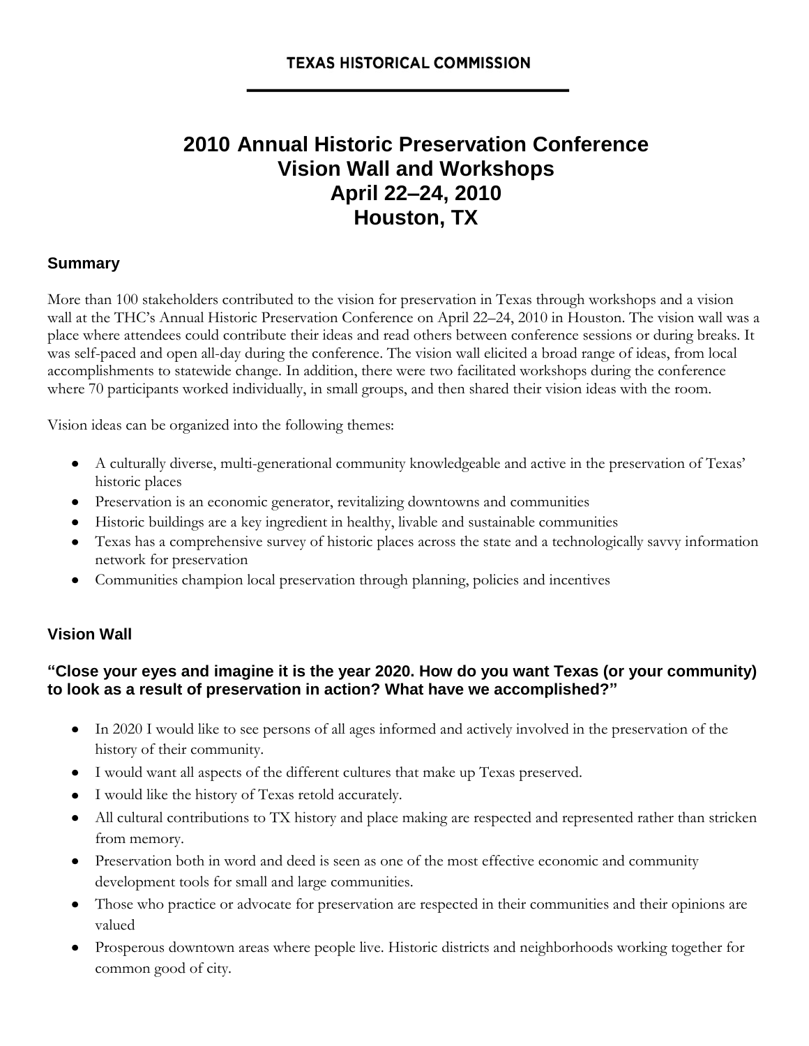TEXAS HISTORICAL COMMISSION

# 2010 Annual Historic Preservation Conference
# Vision Wall and Workshops
# April 22–24, 2010
# Houston, TX

## Summary

More than 100 stakeholders contributed to the vision for preservation in Texas through workshops and a vision wall at the THC's Annual Historic Preservation Conference on April 22–24, 2010 in Houston. The vision wall was a place where attendees could contribute their ideas and read others between conference sessions or during breaks. It was self-paced and open all-day during the conference. The vision wall elicited a broad range of ideas, from local accomplishments to statewide change. In addition, there were two facilitated workshops during the conference where 70 participants worked individually, in small groups, and then shared their vision ideas with the room.

Vision ideas can be organized into the following themes:

- A culturally diverse, multi-generational community knowledgeable and active in the preservation of Texas' historic places
- Preservation is an economic generator, revitalizing downtowns and communities
- Historic buildings are a key ingredient in healthy, livable and sustainable communities
- Texas has a comprehensive survey of historic places across the state and a technologically savvy information network for preservation
- Communities champion local preservation through planning, policies and incentives

## Vision Wall

### "Close your eyes and imagine it is the year 2020. How do you want Texas (or your community) to look as a result of preservation in action? What have we accomplished?"

- In 2020 I would like to see persons of all ages informed and actively involved in the preservation of the history of their community.
- I would want all aspects of the different cultures that make up Texas preserved.
- I would like the history of Texas retold accurately.
- All cultural contributions to TX history and place making are respected and represented rather than stricken from memory.
- Preservation both in word and deed is seen as one of the most effective economic and community development tools for small and large communities.
- Those who practice or advocate for preservation are respected in their communities and their opinions are valued
- Prosperous downtown areas where people live. Historic districts and neighborhoods working together for common good of city.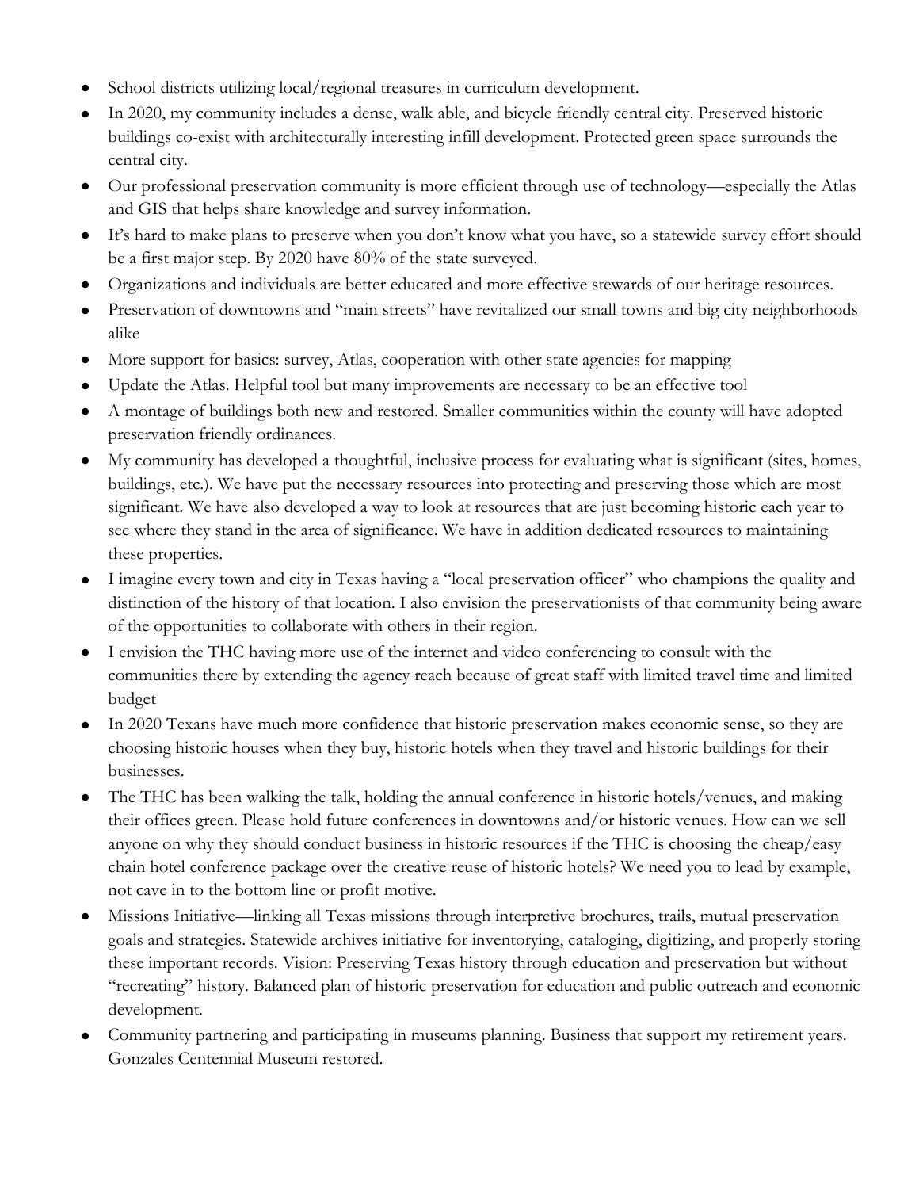- School districts utilizing local/regional treasures in curriculum development.
- In 2020, my community includes a dense, walk able, and bicycle friendly central city. Preserved historic buildings co-exist with architecturally interesting infill development. Protected green space surrounds the central city.
- Our professional preservation community is more efficient through use of technology—especially the Atlas and GIS that helps share knowledge and survey information.
- It's hard to make plans to preserve when you don't know what you have, so a statewide survey effort should be a first major step. By 2020 have 80% of the state surveyed.
- Organizations and individuals are better educated and more effective stewards of our heritage resources.
- Preservation of downtowns and "main streets" have revitalized our small towns and big city neighborhoods alike
- More support for basics: survey, Atlas, cooperation with other state agencies for mapping
- Update the Atlas. Helpful tool but many improvements are necessary to be an effective tool
- A montage of buildings both new and restored. Smaller communities within the county will have adopted preservation friendly ordinances.
- My community has developed a thoughtful, inclusive process for evaluating what is significant (sites, homes, buildings, etc.). We have put the necessary resources into protecting and preserving those which are most significant. We have also developed a way to look at resources that are just becoming historic each year to see where they stand in the area of significance. We have in addition dedicated resources to maintaining these properties.
- I imagine every town and city in Texas having a "local preservation officer" who champions the quality and distinction of the history of that location. I also envision the preservationists of that community being aware of the opportunities to collaborate with others in their region.
- I envision the THC having more use of the internet and video conferencing to consult with the communities there by extending the agency reach because of great staff with limited travel time and limited budget
- In 2020 Texans have much more confidence that historic preservation makes economic sense, so they are choosing historic houses when they buy, historic hotels when they travel and historic buildings for their businesses.
- The THC has been walking the talk, holding the annual conference in historic hotels/venues, and making their offices green. Please hold future conferences in downtowns and/or historic venues. How can we sell anyone on why they should conduct business in historic resources if the THC is choosing the cheap/easy chain hotel conference package over the creative reuse of historic hotels? We need you to lead by example, not cave in to the bottom line or profit motive.
- Missions Initiative—linking all Texas missions through interpretive brochures, trails, mutual preservation goals and strategies. Statewide archives initiative for inventorying, cataloging, digitizing, and properly storing these important records. Vision: Preserving Texas history through education and preservation but without "recreating" history. Balanced plan of historic preservation for education and public outreach and economic development.
- Community partnering and participating in museums planning. Business that support my retirement years. Gonzales Centennial Museum restored.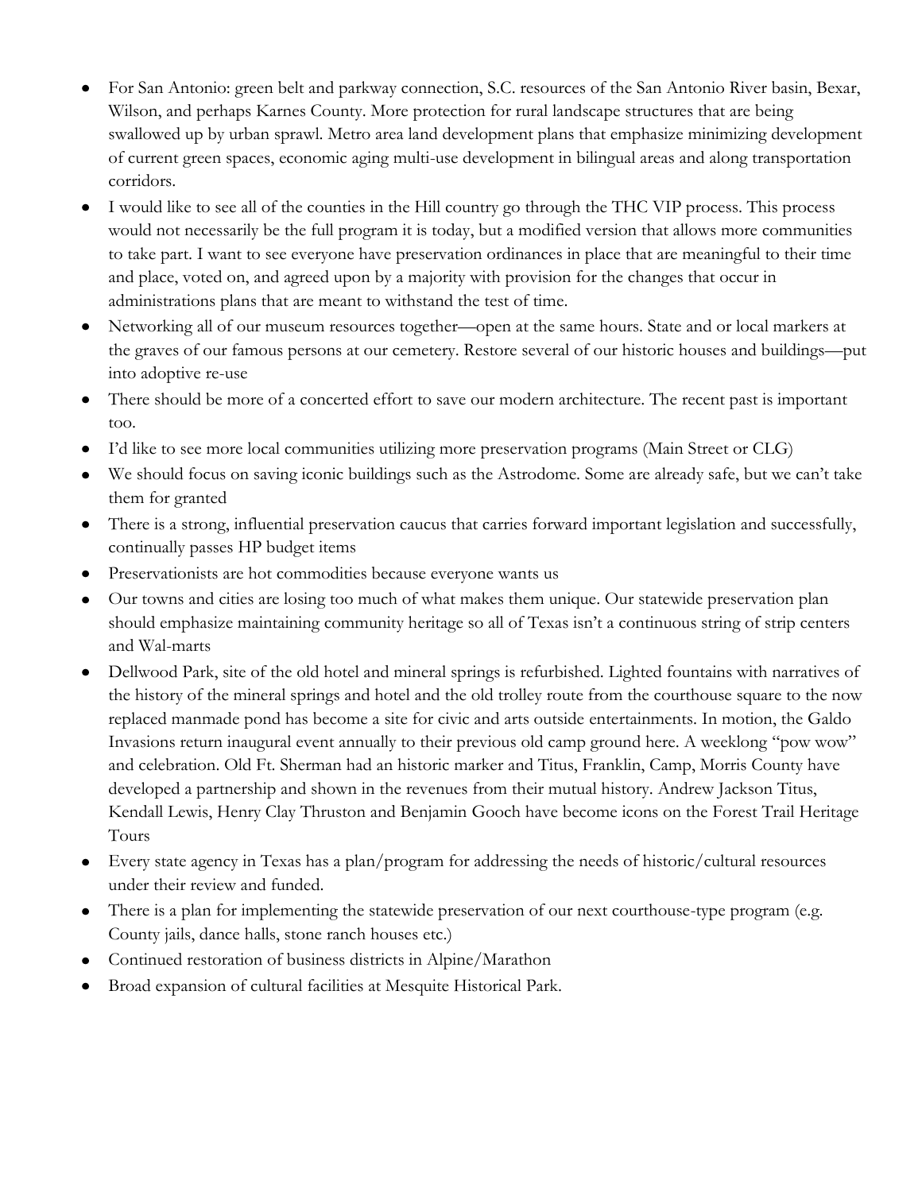- For San Antonio: green belt and parkway connection, S.C. resources of the San Antonio River basin, Bexar, Wilson, and perhaps Karnes County. More protection for rural landscape structures that are being swallowed up by urban sprawl. Metro area land development plans that emphasize minimizing development of current green spaces, economic aging multi-use development in bilingual areas and along transportation corridors.
- I would like to see all of the counties in the Hill country go through the THC VIP process. This process would not necessarily be the full program it is today, but a modified version that allows more communities to take part. I want to see everyone have preservation ordinances in place that are meaningful to their time and place, voted on, and agreed upon by a majority with provision for the changes that occur in administrations plans that are meant to withstand the test of time.
- Networking all of our museum resources together—open at the same hours. State and or local markers at the graves of our famous persons at our cemetery. Restore several of our historic houses and buildings—put into adoptive re-use
- There should be more of a concerted effort to save our modern architecture. The recent past is important too.
- I'd like to see more local communities utilizing more preservation programs (Main Street or CLG)
- We should focus on saving iconic buildings such as the Astrodome. Some are already safe, but we can't take them for granted
- There is a strong, influential preservation caucus that carries forward important legislation and successfully, continually passes HP budget items
- Preservationists are hot commodities because everyone wants us
- Our towns and cities are losing too much of what makes them unique. Our statewide preservation plan should emphasize maintaining community heritage so all of Texas isn't a continuous string of strip centers and Wal-marts
- Dellwood Park, site of the old hotel and mineral springs is refurbished. Lighted fountains with narratives of the history of the mineral springs and hotel and the old trolley route from the courthouse square to the now replaced manmade pond has become a site for civic and arts outside entertainments. In motion, the Galdo Invasions return inaugural event annually to their previous old camp ground here. A weeklong "pow wow" and celebration. Old Ft. Sherman had an historic marker and Titus, Franklin, Camp, Morris County have developed a partnership and shown in the revenues from their mutual history. Andrew Jackson Titus, Kendall Lewis, Henry Clay Thruston and Benjamin Gooch have become icons on the Forest Trail Heritage Tours
- Every state agency in Texas has a plan/program for addressing the needs of historic/cultural resources under their review and funded.
- There is a plan for implementing the statewide preservation of our next courthouse-type program (e.g. County jails, dance halls, stone ranch houses etc.)
- Continued restoration of business districts in Alpine/Marathon
- Broad expansion of cultural facilities at Mesquite Historical Park.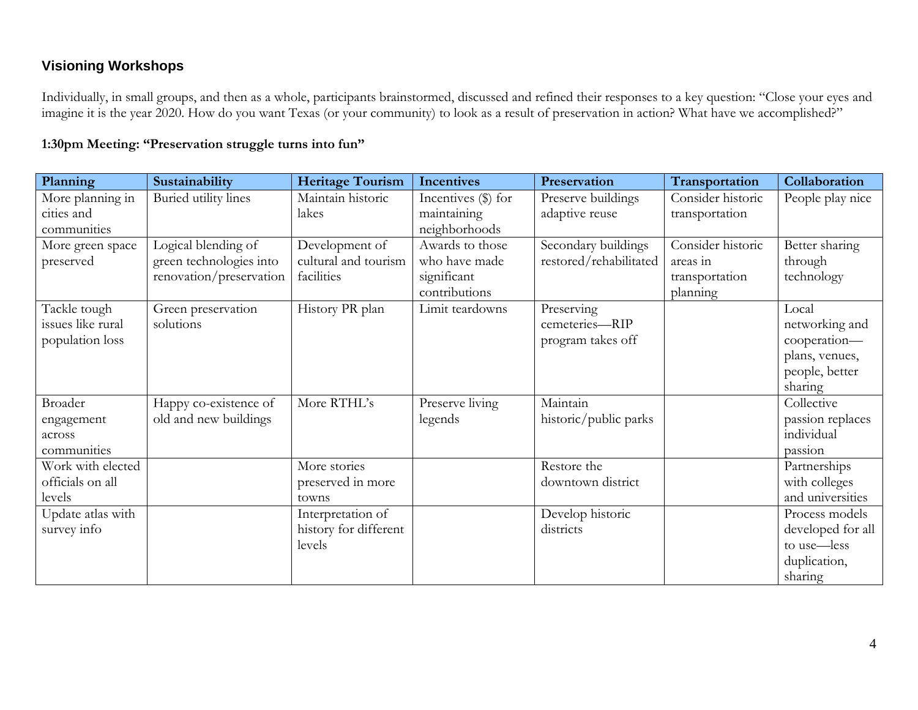## Visioning Workshops

Individually, in small groups, and then as a whole, participants brainstormed, discussed and refined their responses to a key question: "Close your eyes and imagine it is the year 2020. How do you want Texas (or your community) to look as a result of preservation in action? What have we accomplished?"

**1:30pm Meeting: "Preservation struggle turns into fun"**

| Planning | Sustainability | Heritage Tourism | Incentives | Preservation | Transportation | Collaboration |
|---|---|---|---|---|---|---|
| More planning in cities and communities | Buried utility lines | Maintain historic lakes | Incentives ($) for maintaining neighborhoods | Preserve buildings adaptive reuse | Consider historic transportation | People play nice |
| More green space preserved | Logical blending of green technologies into renovation/preservation | Development of cultural and tourism facilities | Awards to those who have made significant contributions | Secondary buildings restored/rehabilitated | Consider historic areas in transportation planning | Better sharing through technology |
| Tackle tough issues like rural population loss | Green preservation solutions | History PR plan | Limit teardowns | Preserving cemeteries—RIP program takes off | | Local networking and cooperation—plans, venues, people, better sharing |
| Broader engagement across communities | Happy co-existence of old and new buildings | More RTHL's | Preserve living legends | Maintain historic/public parks | | Collective passion replaces individual passion |
| Work with elected officials on all levels | | More stories preserved in more towns | | Restore the downtown district | | Partnerships with colleges and universities |
| Update atlas with survey info | | Interpretation of history for different levels | | Develop historic districts | | Process models developed for all to use—less duplication, sharing |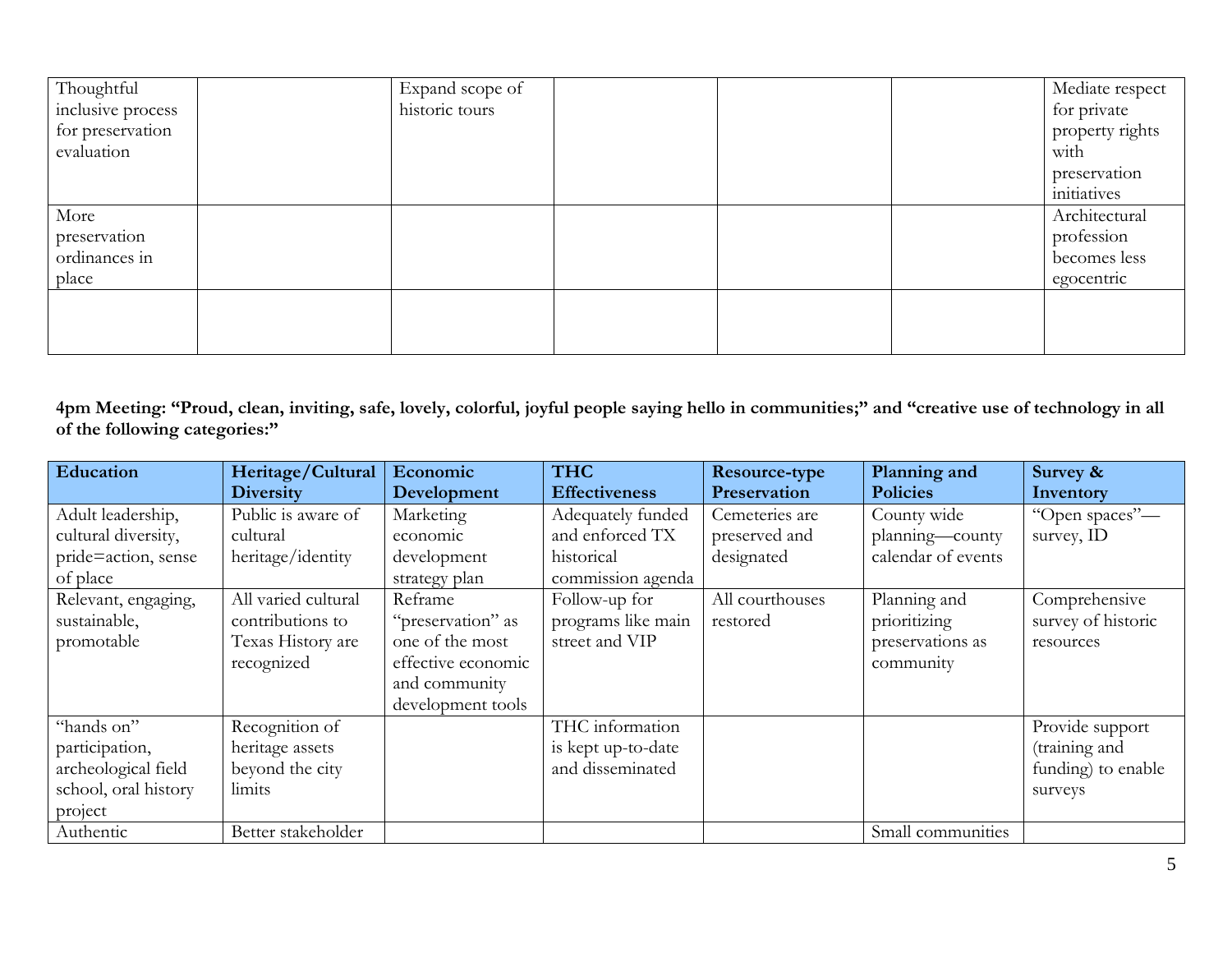| | | | | | | |
|---|---|---|---|---|---|---|
| Thoughtful inclusive process for preservation evaluation | | Expand scope of historic tours | | | | Mediate respect for private property rights with preservation initiatives |
| More preservation ordinances in place | | | | | | Architectural profession becomes less egocentric |
| | | | | | | |

**4pm Meeting: "Proud, clean, inviting, safe, lovely, colorful, joyful people saying hello in communities;" and "creative use of technology in all of the following categories:"**

| Education | Heritage/Cultural Diversity | Economic Development | THC Effectiveness | Resource-type Preservation | Planning and Policies | Survey & Inventory |
|---|---|---|---|---|---|---|
| Adult leadership, cultural diversity, pride=action, sense of place | Public is aware of cultural heritage/identity | Marketing economic development strategy plan | Adequately funded and enforced TX historical commission agenda | Cemeteries are preserved and designated | County wide planning—county calendar of events | "Open spaces"—survey, ID |
| Relevant, engaging, sustainable, promotable | All varied cultural contributions to Texas History are recognized | Reframe "preservation" as one of the most effective economic and community development tools | Follow-up for programs like main street and VIP | All courthouses restored | Planning and prioritizing preservations as community | Comprehensive survey of historic resources |
| "hands on" participation, archeological field school, oral history project | Recognition of heritage assets beyond the city limits | | THC information is kept up-to-date and disseminated | | | Provide support (training and funding) to enable surveys |
| Authentic | Better stakeholder | | | | Small communities | |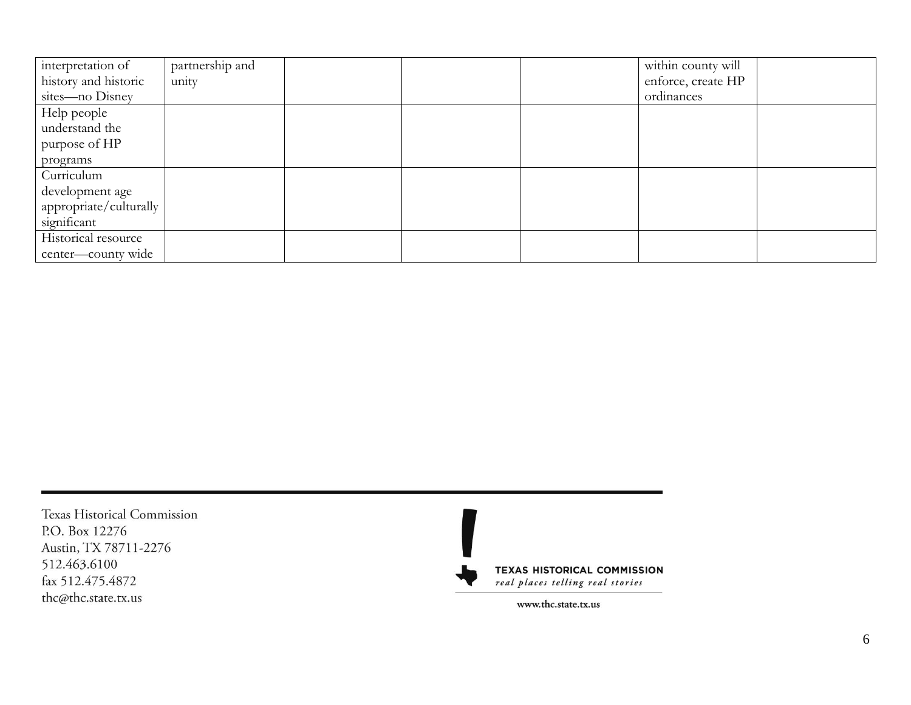| | | | | | | |
|---|---|---|---|---|---|---|
| interpretation of history and historic sites—no Disney | partnership and unity | | | | within county will enforce, create HP ordinances | |
| Help people understand the purpose of HP programs | | | | | | |
| Curriculum development age appropriate/culturally significant | | | | | | |
| Historical resource center—county wide | | | | | | |

Texas Historical Commission
P.O. Box 12276
Austin, TX 78711-2276
512.463.6100
fax 512.475.4872
thc@thc.state.tx.us

TEXAS HISTORICAL COMMISSION
*real places telling real stories*

www.thc.state.tx.us